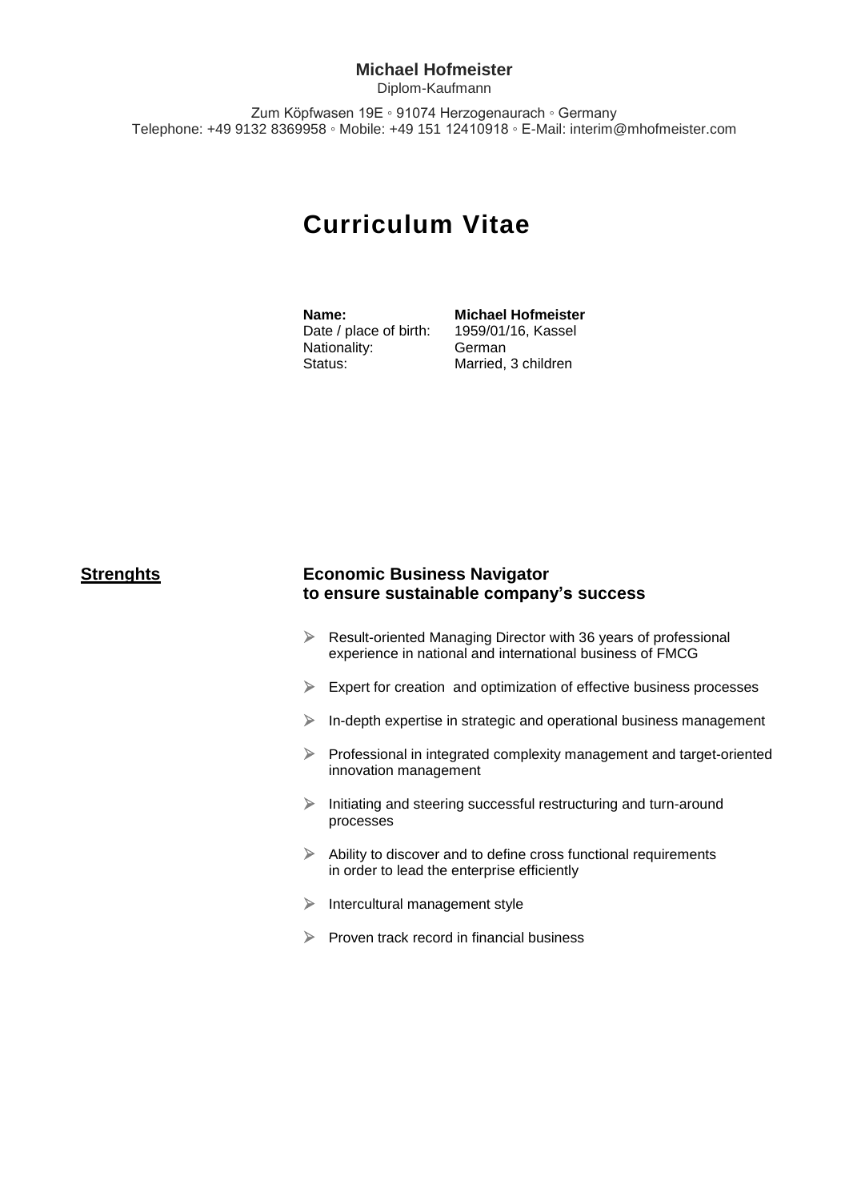**Michael Hofmeister**
Diplom-Kaufmann

Zum Köpfwasen 19E ◦ 91074 Herzogenaurach ◦ Germany
Telephone: +49 9132 8369958 ◦ Mobile: +49 151 12410918 ◦ E-Mail: interim@mhofmeister.com

# Curriculum Vitae

| **Name:** | **Michael Hofmeister** |
|---|---|
| Date / place of birth: | 1959/01/16, Kassel |
| Nationality: | German |
| Status: | Married, 3 children |

## Strenghts

**Economic Business Navigator**
**to ensure sustainable company's success**

- Result-oriented Managing Director with 36 years of professional experience in national and international business of FMCG
- Expert for creation and optimization of effective business processes
- In-depth expertise in strategic and operational business management
- Professional in integrated complexity management and target-oriented innovation management
- Initiating and steering successful restructuring and turn-around processes
- Ability to discover and to define cross functional requirements in order to lead the enterprise efficiently
- Intercultural management style
- Proven track record in financial business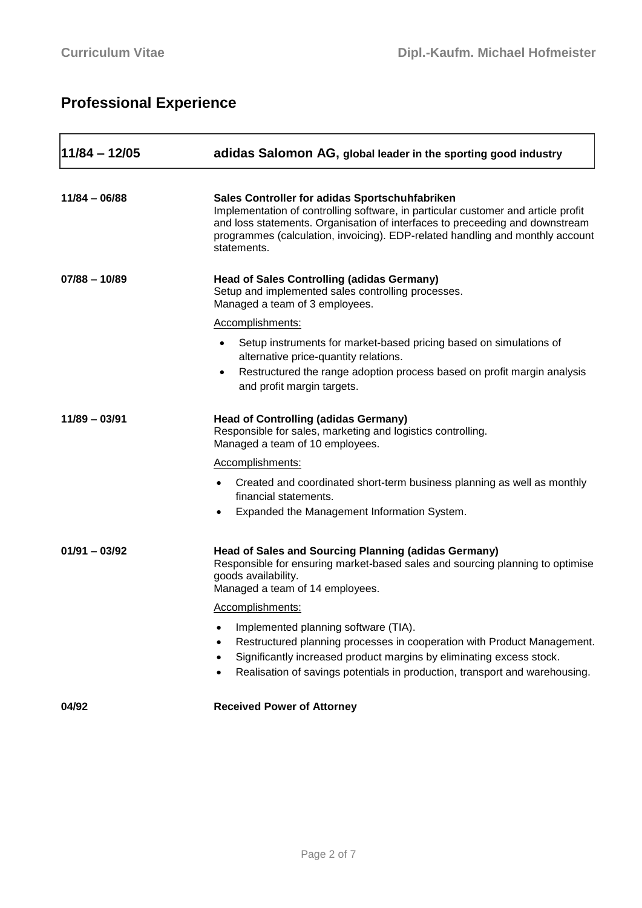## Professional Experience

| 11/84 – 12/05 | adidas Salomon AG, global leader in the sporting good industry |
|---|---|

**11/84 – 06/88**

**Sales Controller for adidas Sportschuhfabriken**
Implementation of controlling software, in particular customer and article profit and loss statements. Organisation of interfaces to preceeding and downstream programmes (calculation, invoicing). EDP-related handling and monthly account statements.

**07/88 – 10/89**

**Head of Sales Controlling (adidas Germany)**
Setup and implemented sales controlling processes.
Managed a team of 3 employees.

Accomplishments:

- Setup instruments for market-based pricing based on simulations of alternative price-quantity relations.
- Restructured the range adoption process based on profit margin analysis and profit margin targets.

**11/89 – 03/91**

**Head of Controlling (adidas Germany)**
Responsible for sales, marketing and logistics controlling.
Managed a team of 10 employees.

Accomplishments:

- Created and coordinated short-term business planning as well as monthly financial statements.
- Expanded the Management Information System.

**01/91 – 03/92**

**Head of Sales and Sourcing Planning (adidas Germany)**
Responsible for ensuring market-based sales and sourcing planning to optimise goods availability.
Managed a team of 14 employees.

Accomplishments:

- Implemented planning software (TIA).
- Restructured planning processes in cooperation with Product Management.
- Significantly increased product margins by eliminating excess stock.
- Realisation of savings potentials in production, transport and warehousing.

**04/92**

**Received Power of Attorney**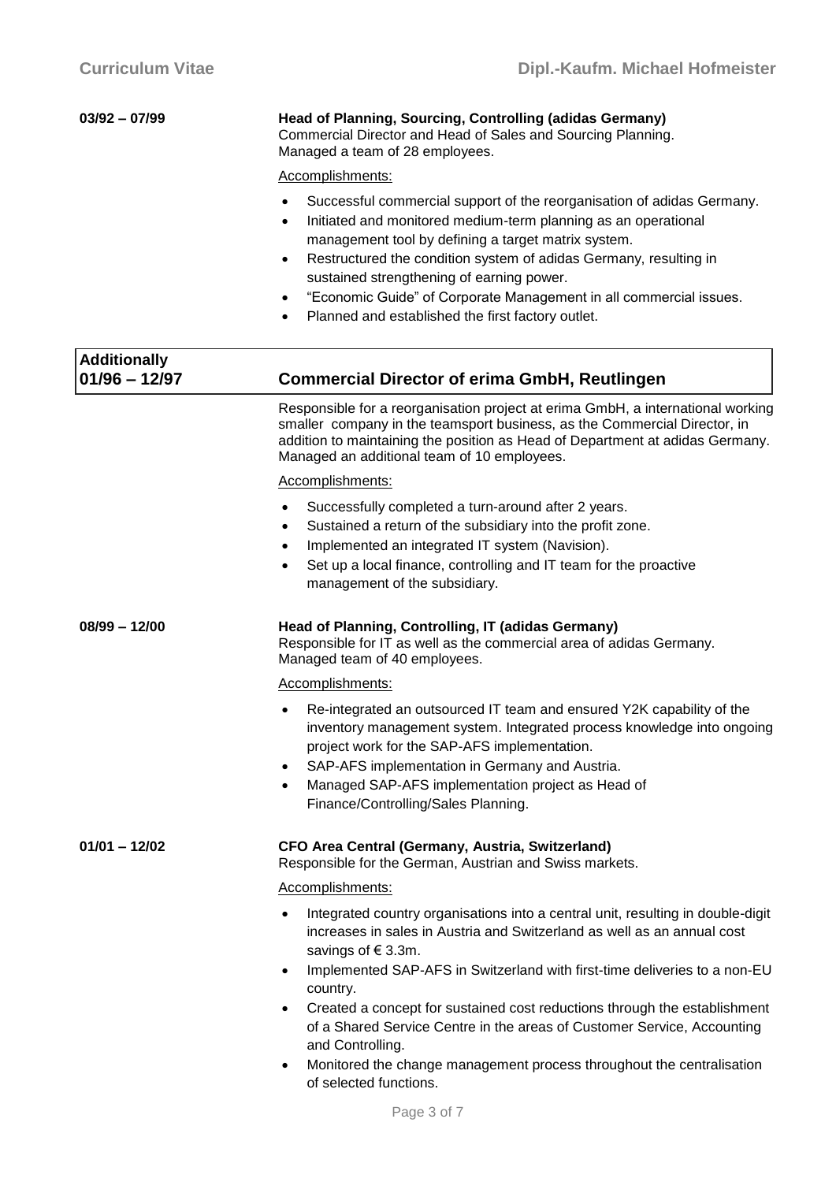**03/92 – 07/99**

**Head of Planning, Sourcing, Controlling (adidas Germany)**
Commercial Director and Head of Sales and Sourcing Planning.
Managed a team of 28 employees.

Accomplishments:

- Successful commercial support of the reorganisation of adidas Germany.
- Initiated and monitored medium-term planning as an operational management tool by defining a target matrix system.
- Restructured the condition system of adidas Germany, resulting in sustained strengthening of earning power.
- "Economic Guide" of Corporate Management in all commercial issues.
- Planned and established the first factory outlet.

**Additionally**
**01/96 – 12/97**

**Commercial Director of erima GmbH, Reutlingen**

Responsible for a reorganisation project at erima GmbH, a international working smaller company in the teamsport business, as the Commercial Director, in addition to maintaining the position as Head of Department at adidas Germany. Managed an additional team of 10 employees.

Accomplishments:

- Successfully completed a turn-around after 2 years.
- Sustained a return of the subsidiary into the profit zone.
- Implemented an integrated IT system (Navision).
- Set up a local finance, controlling and IT team for the proactive management of the subsidiary.

**08/99 – 12/00**

**Head of Planning, Controlling, IT (adidas Germany)**
Responsible for IT as well as the commercial area of adidas Germany.
Managed team of 40 employees.

Accomplishments:

- Re-integrated an outsourced IT team and ensured Y2K capability of the inventory management system. Integrated process knowledge into ongoing project work for the SAP-AFS implementation.
- SAP-AFS implementation in Germany and Austria.
- Managed SAP-AFS implementation project as Head of Finance/Controlling/Sales Planning.

**01/01 – 12/02**

**CFO Area Central (Germany, Austria, Switzerland)**
Responsible for the German, Austrian and Swiss markets.

Accomplishments:

- Integrated country organisations into a central unit, resulting in double-digit increases in sales in Austria and Switzerland as well as an annual cost savings of € 3.3m.
- Implemented SAP-AFS in Switzerland with first-time deliveries to a non-EU country.
- Created a concept for sustained cost reductions through the establishment of a Shared Service Centre in the areas of Customer Service, Accounting and Controlling.
- Monitored the change management process throughout the centralisation of selected functions.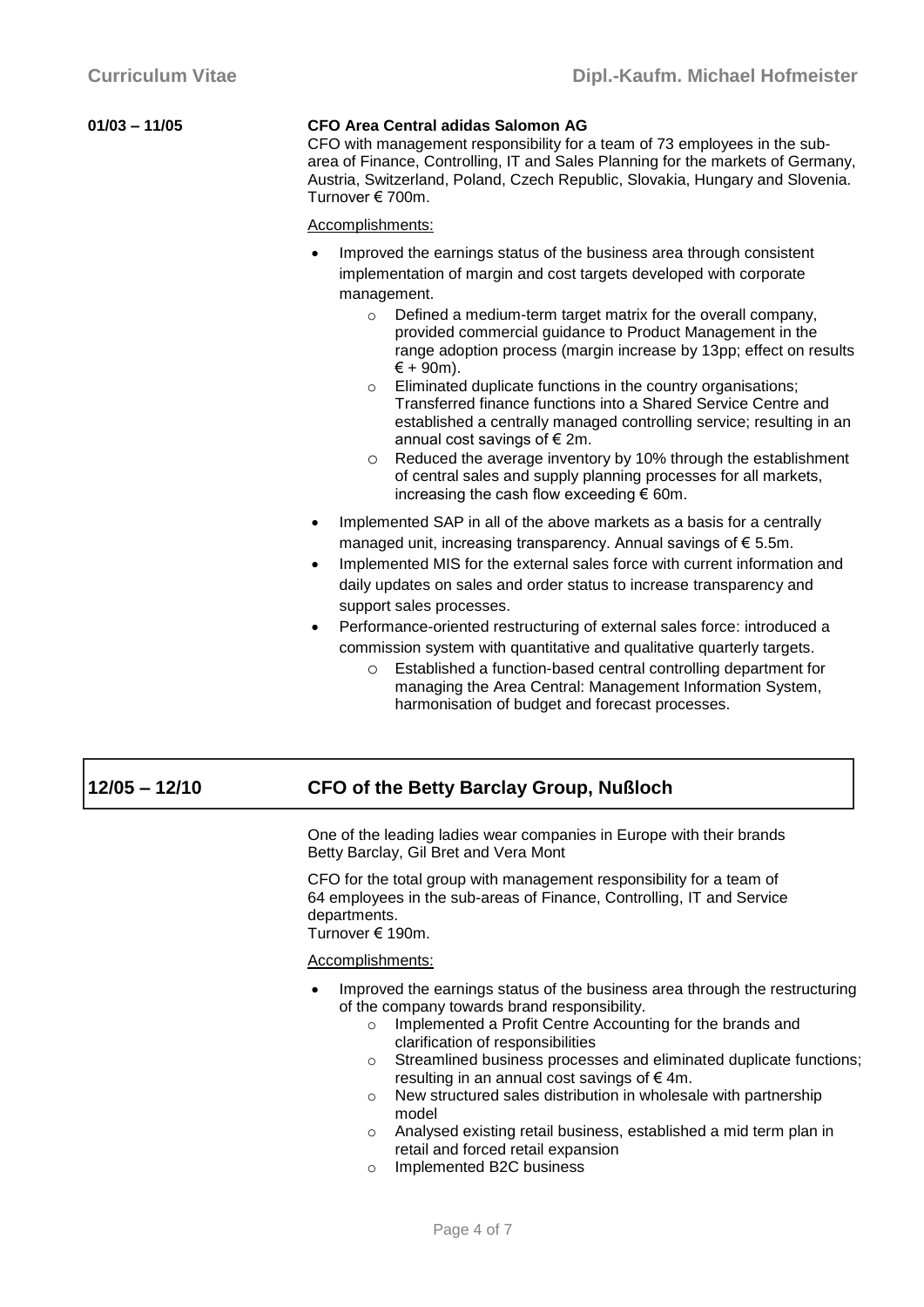**01/03 – 11/05** **CFO Area Central adidas Salomon AG**

CFO with management responsibility for a team of 73 employees in the sub-area of Finance, Controlling, IT and Sales Planning for the markets of Germany, Austria, Switzerland, Poland, Czech Republic, Slovakia, Hungary and Slovenia. Turnover € 700m.

Accomplishments:

- Improved the earnings status of the business area through consistent implementation of margin and cost targets developed with corporate management.
  - Defined a medium-term target matrix for the overall company, provided commercial guidance to Product Management in the range adoption process (margin increase by 13pp; effect on results € + 90m).
  - Eliminated duplicate functions in the country organisations; Transferred finance functions into a Shared Service Centre and established a centrally managed controlling service; resulting in an annual cost savings of € 2m.
  - Reduced the average inventory by 10% through the establishment of central sales and supply planning processes for all markets, increasing the cash flow exceeding € 60m.
- Implemented SAP in all of the above markets as a basis for a centrally managed unit, increasing transparency. Annual savings of € 5.5m.
- Implemented MIS for the external sales force with current information and daily updates on sales and order status to increase transparency and support sales processes.
- Performance-oriented restructuring of external sales force: introduced a commission system with quantitative and qualitative quarterly targets.
  - Established a function-based central controlling department for managing the Area Central: Management Information System, harmonisation of budget and forecast processes.

## 12/05 – 12/10 CFO of the Betty Barclay Group, Nußloch

One of the leading ladies wear companies in Europe with their brands Betty Barclay, Gil Bret and Vera Mont

CFO for the total group with management responsibility for a team of 64 employees in the sub-areas of Finance, Controlling, IT and Service departments.
Turnover € 190m.

Accomplishments:

- Improved the earnings status of the business area through the restructuring of the company towards brand responsibility.
  - Implemented a Profit Centre Accounting for the brands and clarification of responsibilities
  - Streamlined business processes and eliminated duplicate functions; resulting in an annual cost savings of € 4m.
  - New structured sales distribution in wholesale with partnership model
  - Analysed existing retail business, established a mid term plan in retail and forced retail expansion
  - Implemented B2C business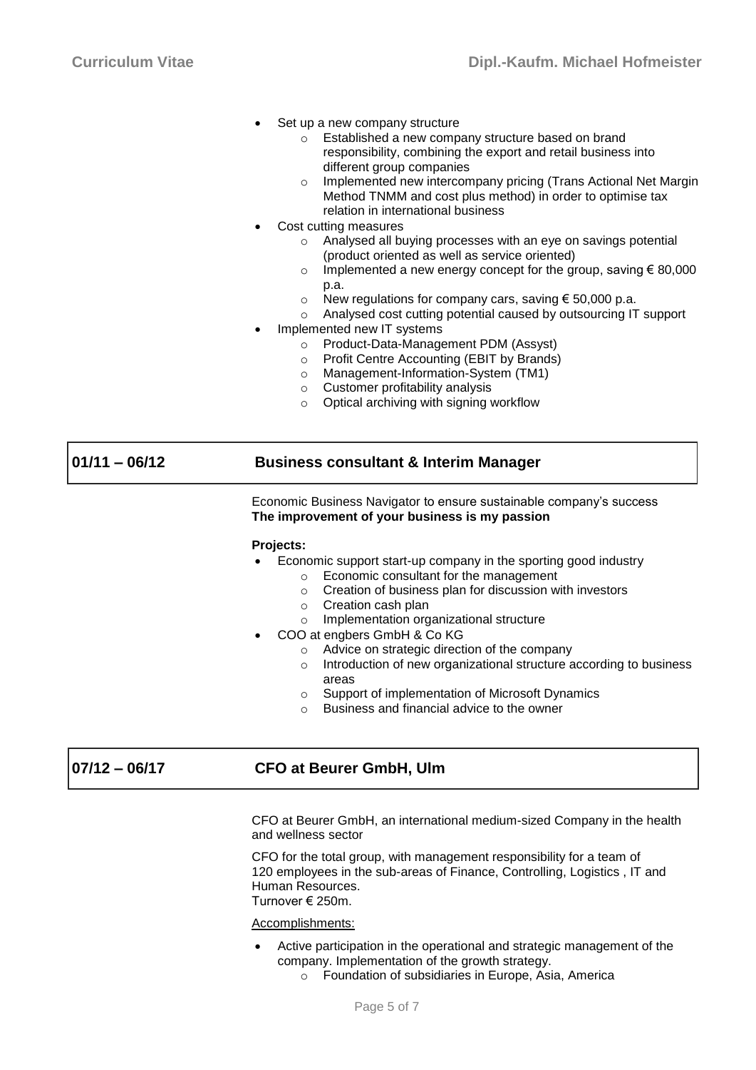- Set up a new company structure
    - Established a new company structure based on brand responsibility, combining the export and retail business into different group companies
    - Implemented new intercompany pricing (Trans Actional Net Margin Method TNMM and cost plus method) in order to optimise tax relation in international business
- Cost cutting measures
    - Analysed all buying processes with an eye on savings potential (product oriented as well as service oriented)
    - Implemented a new energy concept for the group, saving € 80,000 p.a.
    - New regulations for company cars, saving € 50,000 p.a.
    - Analysed cost cutting potential caused by outsourcing IT support
- Implemented new IT systems
    - Product-Data-Management PDM (Assyst)
    - Profit Centre Accounting (EBIT by Brands)
    - Management-Information-System (TM1)
    - Customer profitability analysis
    - Optical archiving with signing workflow

## 01/11 – 06/12 Business consultant & Interim Manager

Economic Business Navigator to ensure sustainable company's success
**The improvement of your business is my passion**

**Projects:**

- Economic support start-up company in the sporting good industry
    - Economic consultant for the management
    - Creation of business plan for discussion with investors
    - Creation cash plan
    - Implementation organizational structure
- COO at engbers GmbH & Co KG
    - Advice on strategic direction of the company
    - Introduction of new organizational structure according to business areas
    - Support of implementation of Microsoft Dynamics
    - Business and financial advice to the owner

## 07/12 – 06/17 CFO at Beurer GmbH, Ulm

CFO at Beurer GmbH, an international medium-sized Company in the health and wellness sector

CFO for the total group, with management responsibility for a team of 120 employees in the sub-areas of Finance, Controlling, Logistics , IT and Human Resources.
Turnover € 250m.

Accomplishments:

- Active participation in the operational and strategic management of the company. Implementation of the growth strategy.
    - Foundation of subsidiaries in Europe, Asia, America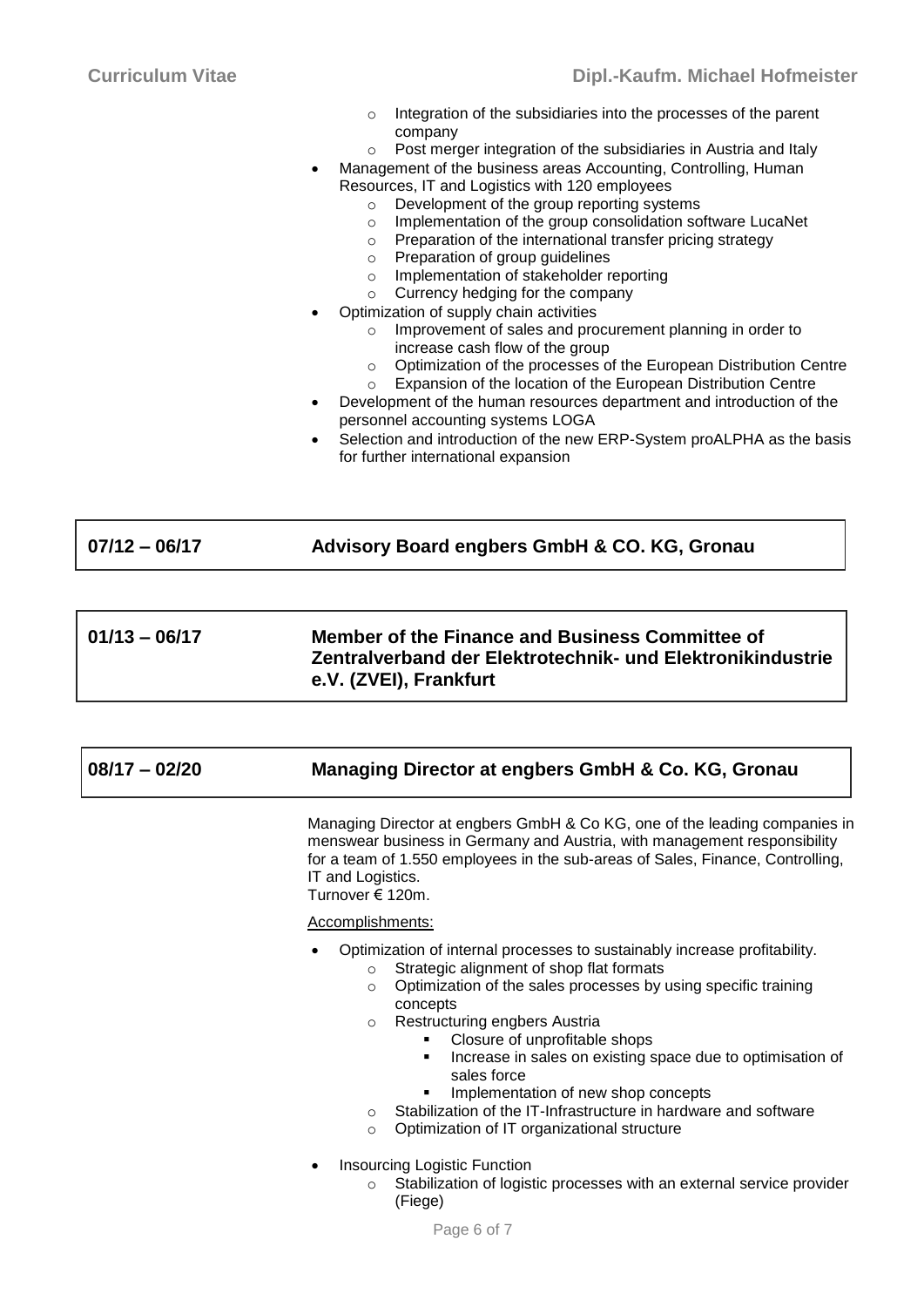- Integration of the subsidiaries into the processes of the parent company
    - Post merger integration of the subsidiaries in Austria and Italy
- Management of the business areas Accounting, Controlling, Human Resources, IT and Logistics with 120 employees
    - Development of the group reporting systems
    - Implementation of the group consolidation software LucaNet
    - Preparation of the international transfer pricing strategy
    - Preparation of group guidelines
    - Implementation of stakeholder reporting
    - Currency hedging for the company
- Optimization of supply chain activities
    - Improvement of sales and procurement planning in order to increase cash flow of the group
    - Optimization of the processes of the European Distribution Centre
    - Expansion of the location of the European Distribution Centre
- Development of the human resources department and introduction of the personnel accounting systems LOGA
- Selection and introduction of the new ERP-System proALPHA as the basis for further international expansion

| **07/12 – 06/17** | **Advisory Board engbers GmbH & CO. KG, Gronau** |
|---|---|

| **01/13 – 06/17** | **Member of the Finance and Business Committee of Zentralverband der Elektrotechnik- und Elektronikindustrie e.V. (ZVEI), Frankfurt** |
|---|---|

| **08/17 – 02/20** | **Managing Director at engbers GmbH & Co. KG, Gronau** |
|---|---|

Managing Director at engbers GmbH & Co KG, one of the leading companies in menswear business in Germany and Austria, with management responsibility for a team of 1.550 employees in the sub-areas of Sales, Finance, Controlling, IT and Logistics.
Turnover € 120m.

Accomplishments:

- Optimization of internal processes to sustainably increase profitability.
    - Strategic alignment of shop flat formats
    - Optimization of the sales processes by using specific training concepts
    - Restructuring engbers Austria
        - Closure of unprofitable shops
        - Increase in sales on existing space due to optimisation of sales force
        - Implementation of new shop concepts
    - Stabilization of the IT-Infrastructure in hardware and software
    - Optimization of IT organizational structure

- Insourcing Logistic Function
    - Stabilization of logistic processes with an external service provider (Fiege)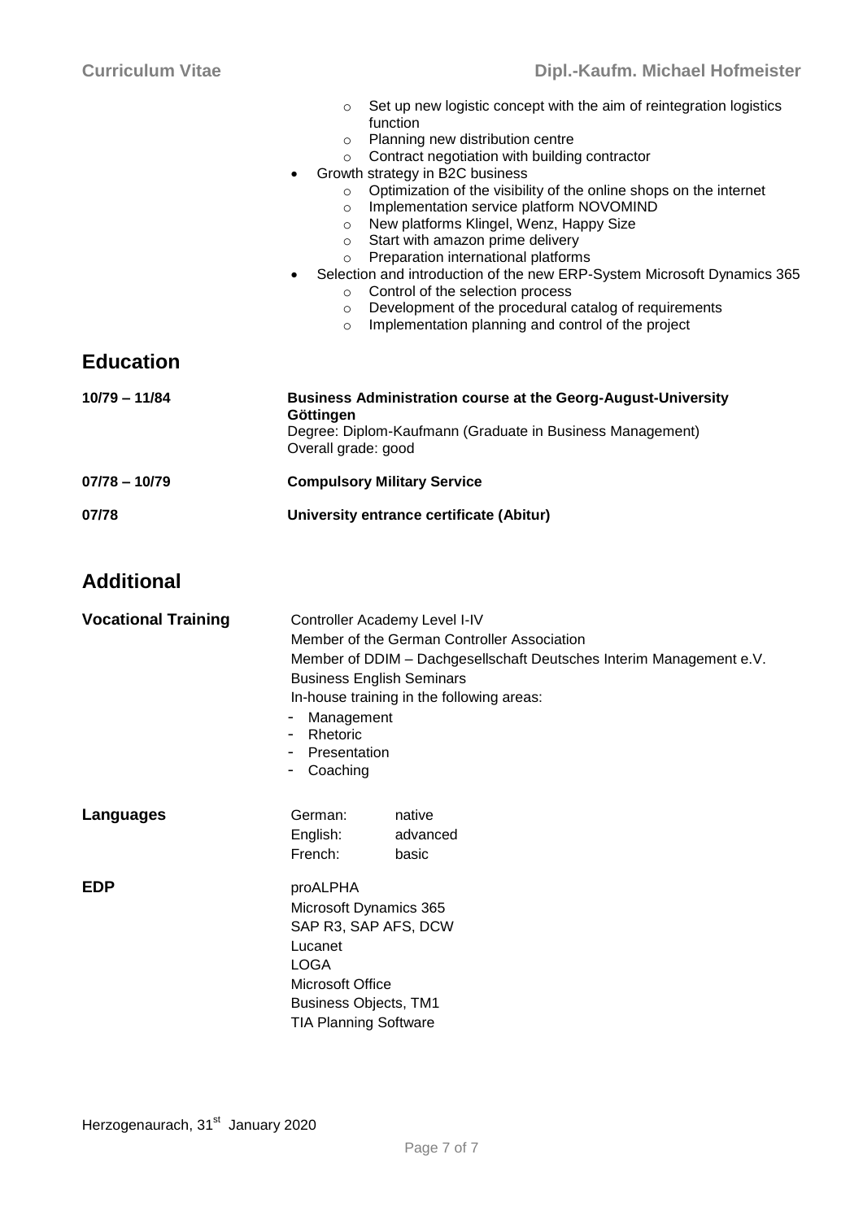- Set up new logistic concept with the aim of reintegration logistics function
  - Planning new distribution centre
  - Contract negotiation with building contractor
- Growth strategy in B2C business
  - Optimization of the visibility of the online shops on the internet
  - Implementation service platform NOVOMIND
  - New platforms Klingel, Wenz, Happy Size
  - Start with amazon prime delivery
  - Preparation international platforms
- Selection and introduction of the new ERP-System Microsoft Dynamics 365
  - Control of the selection process
  - Development of the procedural catalog of requirements
  - Implementation planning and control of the project

## Education

| | |
|---|---|
| 10/79 – 11/84 | **Business Administration course at the Georg-August-University Göttingen**<br>Degree: Diplom-Kaufmann (Graduate in Business Management)<br>Overall grade: good |
| 07/78 – 10/79 | **Compulsory Military Service** |
| 07/78 | **University entrance certificate (Abitur)** |

## Additional

**Vocational Training**

Controller Academy Level I-IV
Member of the German Controller Association
Member of DDIM – Dachgesellschaft Deutsches Interim Management e.V.
Business English Seminars
In-house training in the following areas:

- Management
- Rhetoric
- Presentation
- Coaching

**Languages**

| | |
|---|---|
| German: | native |
| English: | advanced |
| French: | basic |

**EDP**

proALPHA
Microsoft Dynamics 365
SAP R3, SAP AFS, DCW
Lucanet
LOGA
Microsoft Office
Business Objects, TM1
TIA Planning Software

Herzogenaurach, 31st January 2020